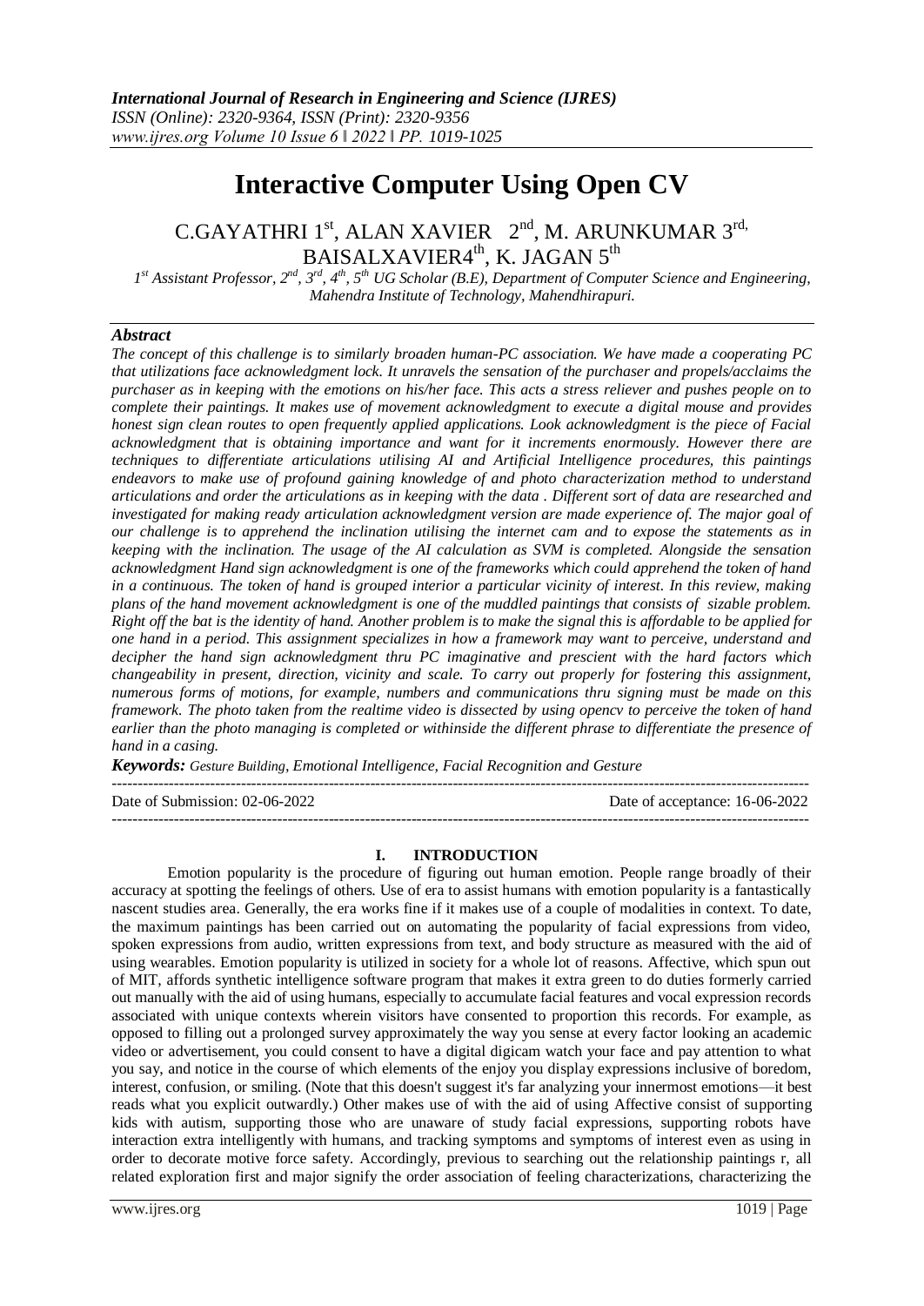# Interactive Computer Using Open CV

C.GAYATHRI 1st, ALAN XAVIER 2nd, M. ARUNKUMAR 3rd, BAISALXAVIER4th, K. JAGAN 5th

*1st Assistant Professor, 2nd, 3rd, 4th, 5th UG Scholar (B.E), Department of Computer Science and Engineering, Mahendra Institute of Technology, Mahendhirapuri.*

### *Abstract*

*The concept of this challenge is to similarly broaden human-PC association. We have made a cooperating PC that utilizations face acknowledgment lock. It unravels the sensation of the purchaser and propels/acclaims the purchaser as in keeping with the emotions on his/her face. This acts a stress reliever and pushes people on to complete their paintings. It makes use of movement acknowledgment to execute a digital mouse and provides honest sign clean routes to open frequently applied applications. Look acknowledgment is the piece of Facial acknowledgment that is obtaining importance and want for it increments enormously. However there are techniques to differentiate articulations utilising AI and Artificial Intelligence procedures, this paintings endeavors to make use of profound gaining knowledge of and photo characterization method to understand articulations and order the articulations as in keeping with the data . Different sort of data are researched and investigated for making ready articulation acknowledgment version are made experience of. The major goal of our challenge is to apprehend the inclination utilising the internet cam and to expose the statements as in keeping with the inclination. The usage of the AI calculation as SVM is completed. Alongside the sensation acknowledgment Hand sign acknowledgment is one of the frameworks which could apprehend the token of hand in a continuous. The token of hand is grouped interior a particular vicinity of interest. In this review, making plans of the hand movement acknowledgment is one of the muddled paintings that consists of sizable problem. Right off the bat is the identity of hand. Another problem is to make the signal this is affordable to be applied for one hand in a period. This assignment specializes in how a framework may want to perceive, understand and decipher the hand sign acknowledgment thru PC imaginative and prescient with the hard factors which changeability in present, direction, vicinity and scale. To carry out properly for fostering this assignment, numerous forms of motions, for example, numbers and communications thru signing must be made on this framework. The photo taken from the realtime video is dissected by using opencv to perceive the token of hand earlier than the photo managing is completed or withinside the different phrase to differentiate the presence of hand in a casing.*

***Keywords:*** *Gesture Building, Emotional Intelligence, Facial Recognition and Gesture*

Date of Submission: 02-06-2022 | Date of acceptance: 16-06-2022

## I. INTRODUCTION

Emotion popularity is the procedure of figuring out human emotion. People range broadly of their accuracy at spotting the feelings of others. Use of era to assist humans with emotion popularity is a fantastically nascent studies area. Generally, the era works fine if it makes use of a couple of modalities in context. To date, the maximum paintings has been carried out on automating the popularity of facial expressions from video, spoken expressions from audio, written expressions from text, and body structure as measured with the aid of using wearables. Emotion popularity is utilized in society for a whole lot of reasons. Affective, which spun out of MIT, affords synthetic intelligence software program that makes it extra green to do duties formerly carried out manually with the aid of using humans, especially to accumulate facial features and vocal expression records associated with unique contexts wherein visitors have consented to proportion this records. For example, as opposed to filling out a prolonged survey approximately the way you sense at every factor looking an academic video or advertisement, you could consent to have a digital digicam watch your face and pay attention to what you say, and notice in the course of which elements of the enjoy you display expressions inclusive of boredom, interest, confusion, or smiling. (Note that this doesn't suggest it's far analyzing your innermost emotions—it best reads what you explicit outwardly.) Other makes use of with the aid of using Affective consist of supporting kids with autism, supporting those who are unaware of study facial expressions, supporting robots have interaction extra intelligently with humans, and tracking symptoms and symptoms of interest even as using in order to decorate motive force safety. Accordingly, previous to searching out the relationship paintings r, all related exploration first and major signify the order association of feeling characterizations, characterizing the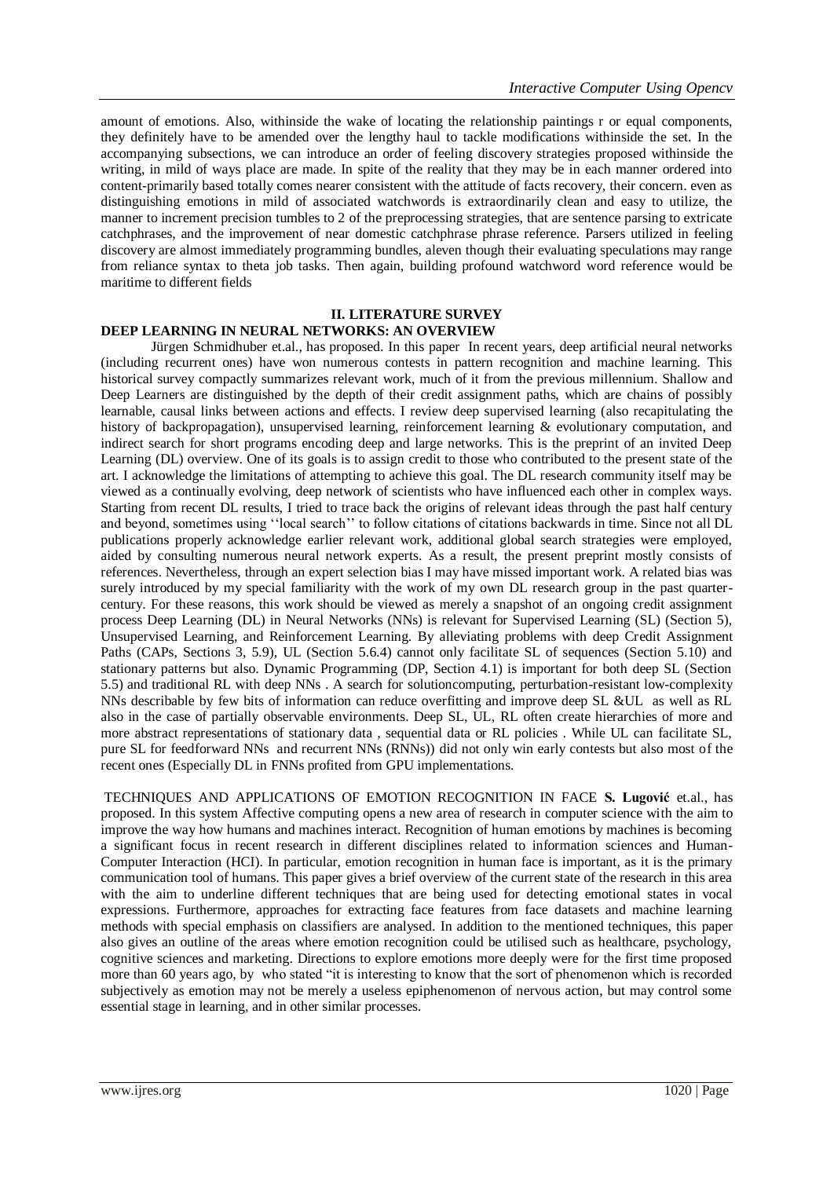amount of emotions. Also, withinside the wake of locating the relationship paintings r or equal components, they definitely have to be amended over the lengthy haul to tackle modifications withinside the set. In the accompanying subsections, we can introduce an order of feeling discovery strategies proposed withinside the writing, in mild of ways place are made. In spite of the reality that they may be in each manner ordered into content-primarily based totally comes nearer consistent with the attitude of facts recovery, their concern. even as distinguishing emotions in mild of associated watchwords is extraordinarily clean and easy to utilize, the manner to increment precision tumbles to 2 of the preprocessing strategies, that are sentence parsing to extricate catchphrases, and the improvement of near domestic catchphrase phrase reference. Parsers utilized in feeling discovery are almost immediately programming bundles, aleven though their evaluating speculations may range from reliance syntax to theta job tasks. Then again, building profound watchword word reference would be maritime to different fields

## II. LITERATURE SURVEY

### DEEP LEARNING IN NEURAL NETWORKS: AN OVERVIEW

Jürgen Schmidhuber et.al., has proposed. In this paper In recent years, deep artificial neural networks (including recurrent ones) have won numerous contests in pattern recognition and machine learning. This historical survey compactly summarizes relevant work, much of it from the previous millennium. Shallow and Deep Learners are distinguished by the depth of their credit assignment paths, which are chains of possibly learnable, causal links between actions and effects. I review deep supervised learning (also recapitulating the history of backpropagation), unsupervised learning, reinforcement learning & evolutionary computation, and indirect search for short programs encoding deep and large networks. This is the preprint of an invited Deep Learning (DL) overview. One of its goals is to assign credit to those who contributed to the present state of the art. I acknowledge the limitations of attempting to achieve this goal. The DL research community itself may be viewed as a continually evolving, deep network of scientists who have influenced each other in complex ways. Starting from recent DL results, I tried to trace back the origins of relevant ideas through the past half century and beyond, sometimes using ''local search'' to follow citations of citations backwards in time. Since not all DL publications properly acknowledge earlier relevant work, additional global search strategies were employed, aided by consulting numerous neural network experts. As a result, the present preprint mostly consists of references. Nevertheless, through an expert selection bias I may have missed important work. A related bias was surely introduced by my special familiarity with the work of my own DL research group in the past quarter-century. For these reasons, this work should be viewed as merely a snapshot of an ongoing credit assignment process Deep Learning (DL) in Neural Networks (NNs) is relevant for Supervised Learning (SL) (Section 5), Unsupervised Learning, and Reinforcement Learning. By alleviating problems with deep Credit Assignment Paths (CAPs, Sections 3, 5.9), UL (Section 5.6.4) cannot only facilitate SL of sequences (Section 5.10) and stationary patterns but also. Dynamic Programming (DP, Section 4.1) is important for both deep SL (Section 5.5) and traditional RL with deep NNs . A search for solutioncomputing, perturbation-resistant low-complexity NNs describable by few bits of information can reduce overfitting and improve deep SL &UL as well as RL also in the case of partially observable environments. Deep SL, UL, RL often create hierarchies of more and more abstract representations of stationary data , sequential data or RL policies . While UL can facilitate SL, pure SL for feedforward NNs and recurrent NNs (RNNs)) did not only win early contests but also most of the recent ones (Especially DL in FNNs profited from GPU implementations.

TECHNIQUES AND APPLICATIONS OF EMOTION RECOGNITION IN FACE **S. Lugović** et.al., has proposed. In this system Affective computing opens a new area of research in computer science with the aim to improve the way how humans and machines interact. Recognition of human emotions by machines is becoming a significant focus in recent research in different disciplines related to information sciences and Human-Computer Interaction (HCI). In particular, emotion recognition in human face is important, as it is the primary communication tool of humans. This paper gives a brief overview of the current state of the research in this area with the aim to underline different techniques that are being used for detecting emotional states in vocal expressions. Furthermore, approaches for extracting face features from face datasets and machine learning methods with special emphasis on classifiers are analysed. In addition to the mentioned techniques, this paper also gives an outline of the areas where emotion recognition could be utilised such as healthcare, psychology, cognitive sciences and marketing. Directions to explore emotions more deeply were for the first time proposed more than 60 years ago, by who stated "it is interesting to know that the sort of phenomenon which is recorded subjectively as emotion may not be merely a useless epiphenomenon of nervous action, but may control some essential stage in learning, and in other similar processes.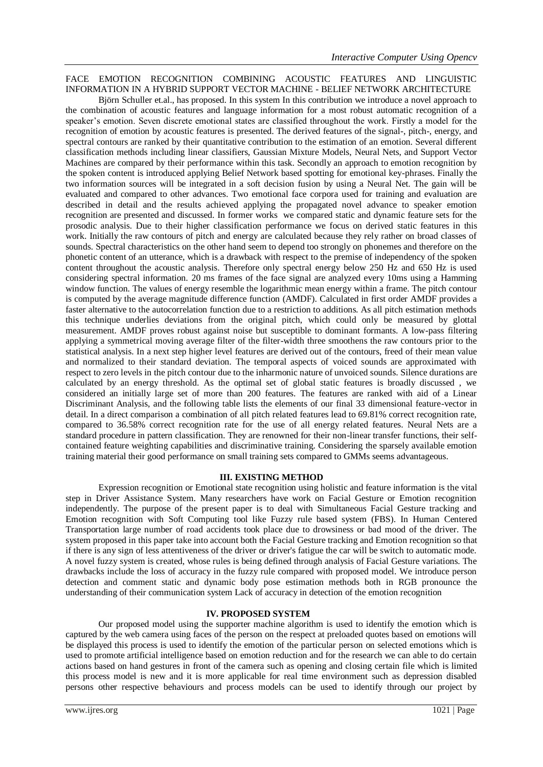FACE EMOTION RECOGNITION COMBINING ACOUSTIC FEATURES AND LINGUISTIC INFORMATION IN A HYBRID SUPPORT VECTOR MACHINE - BELIEF NETWORK ARCHITECTURE

Björn Schuller et.al., has proposed. In this system In this contribution we introduce a novel approach to the combination of acoustic features and language information for a most robust automatic recognition of a speaker's emotion. Seven discrete emotional states are classified throughout the work. Firstly a model for the recognition of emotion by acoustic features is presented. The derived features of the signal-, pitch-, energy, and spectral contours are ranked by their quantitative contribution to the estimation of an emotion. Several different classification methods including linear classifiers, Gaussian Mixture Models, Neural Nets, and Support Vector Machines are compared by their performance within this task. Secondly an approach to emotion recognition by the spoken content is introduced applying Belief Network based spotting for emotional key-phrases. Finally the two information sources will be integrated in a soft decision fusion by using a Neural Net. The gain will be evaluated and compared to other advances. Two emotional face corpora used for training and evaluation are described in detail and the results achieved applying the propagated novel advance to speaker emotion recognition are presented and discussed. In former works we compared static and dynamic feature sets for the prosodic analysis. Due to their higher classification performance we focus on derived static features in this work. Initially the raw contours of pitch and energy are calculated because they rely rather on broad classes of sounds. Spectral characteristics on the other hand seem to depend too strongly on phonemes and therefore on the phonetic content of an utterance, which is a drawback with respect to the premise of independency of the spoken content throughout the acoustic analysis. Therefore only spectral energy below 250 Hz and 650 Hz is used considering spectral information. 20 ms frames of the face signal are analyzed every 10ms using a Hamming window function. The values of energy resemble the logarithmic mean energy within a frame. The pitch contour is computed by the average magnitude difference function (AMDF). Calculated in first order AMDF provides a faster alternative to the autocorrelation function due to a restriction to additions. As all pitch estimation methods this technique underlies deviations from the original pitch, which could only be measured by glottal measurement. AMDF proves robust against noise but susceptible to dominant formants. A low-pass filtering applying a symmetrical moving average filter of the filter-width three smoothens the raw contours prior to the statistical analysis. In a next step higher level features are derived out of the contours, freed of their mean value and normalized to their standard deviation. The temporal aspects of voiced sounds are approximated with respect to zero levels in the pitch contour due to the inharmonic nature of unvoiced sounds. Silence durations are calculated by an energy threshold. As the optimal set of global static features is broadly discussed , we considered an initially large set of more than 200 features. The features are ranked with aid of a Linear Discriminant Analysis, and the following table lists the elements of our final 33 dimensional feature-vector in detail. In a direct comparison a combination of all pitch related features lead to 69.81% correct recognition rate, compared to 36.58% correct recognition rate for the use of all energy related features. Neural Nets are a standard procedure in pattern classification. They are renowned for their non-linear transfer functions, their self-contained feature weighting capabilities and discriminative training. Considering the sparsely available emotion training material their good performance on small training sets compared to GMMs seems advantageous.

## III. EXISTING METHOD

Expression recognition or Emotional state recognition using holistic and feature information is the vital step in Driver Assistance System. Many researchers have work on Facial Gesture or Emotion recognition independently. The purpose of the present paper is to deal with Simultaneous Facial Gesture tracking and Emotion recognition with Soft Computing tool like Fuzzy rule based system (FBS). In Human Centered Transportation large number of road accidents took place due to drowsiness or bad mood of the driver. The system proposed in this paper take into account both the Facial Gesture tracking and Emotion recognition so that if there is any sign of less attentiveness of the driver or driver's fatigue the car will be switch to automatic mode. A novel fuzzy system is created, whose rules is being defined through analysis of Facial Gesture variations. The drawbacks include the loss of accuracy in the fuzzy rule compared with proposed model. We introduce person detection and comment static and dynamic body pose estimation methods both in RGB pronounce the understanding of their communication system Lack of accuracy in detection of the emotion recognition

## IV. PROPOSED SYSTEM

Our proposed model using the supporter machine algorithm is used to identify the emotion which is captured by the web camera using faces of the person on the respect at preloaded quotes based on emotions will be displayed this process is used to identify the emotion of the particular person on selected emotions which is used to promote artificial intelligence based on emotion reduction and for the research we can able to do certain actions based on hand gestures in front of the camera such as opening and closing certain file which is limited this process model is new and it is more applicable for real time environment such as depression disabled persons other respective behaviours and process models can be used to identify through our project by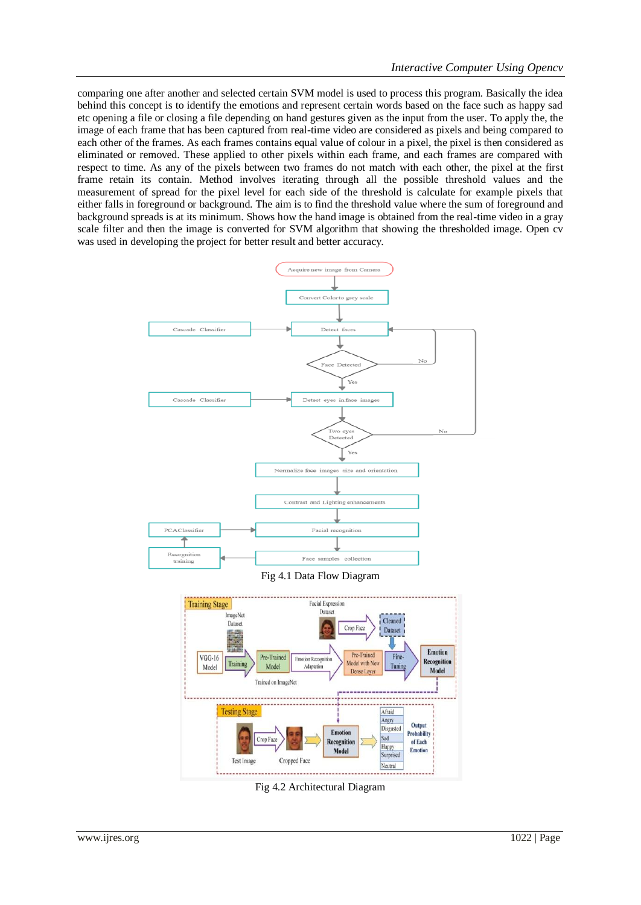comparing one after another and selected certain SVM model is used to process this program. Basically the idea behind this concept is to identify the emotions and represent certain words based on the face such as happy sad etc opening a file or closing a file depending on hand gestures given as the input from the user. To apply the, the image of each frame that has been captured from real-time video are considered as pixels and being compared to each other of the frames. As each frames contains equal value of colour in a pixel, the pixel is then considered as eliminated or removed. These applied to other pixels within each frame, and each frames are compared with respect to time. As any of the pixels between two frames do not match with each other, the pixel at the first frame retain its contain. Method involves iterating through all the possible threshold values and the measurement of spread for the pixel level for each side of the threshold is calculate for example pixels that either falls in foreground or background. The aim is to find the threshold value where the sum of foreground and background spreads is at its minimum. Shows how the hand image is obtained from the real-time video in a gray scale filter and then the image is converted for SVM algorithm that showing the thresholded image. Open cv was used in developing the project for better result and better accuracy.

Fig 4.1 Data Flow Diagram

Fig 4.2 Architectural Diagram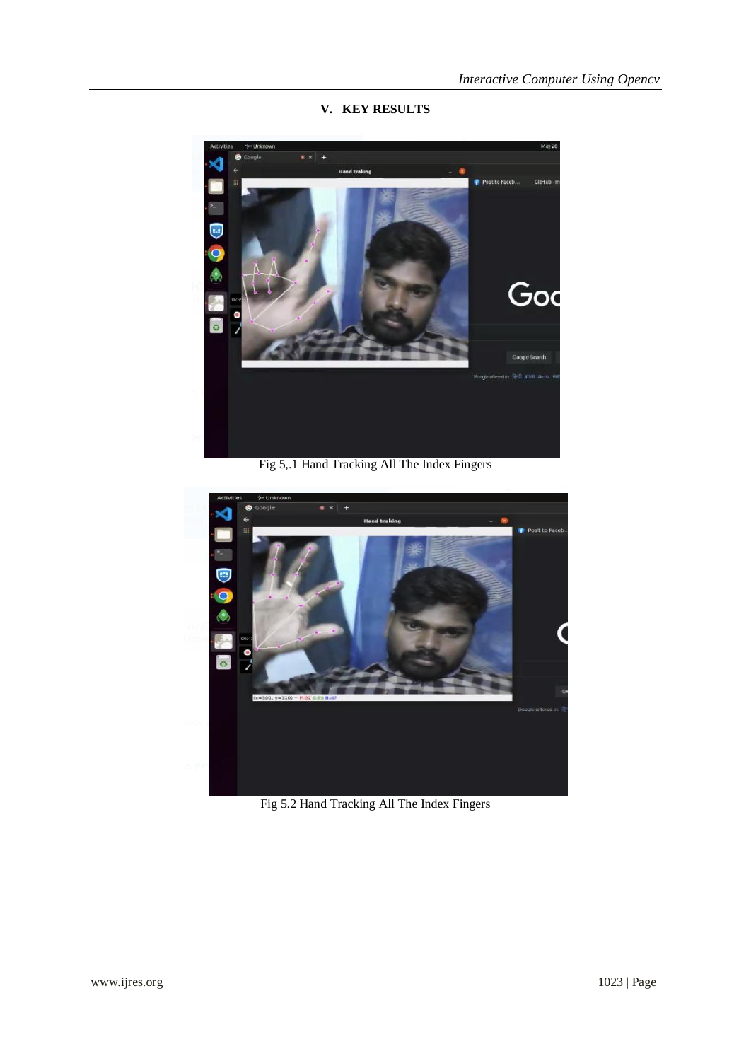## V. KEY RESULTS

Fig 5,.1 Hand Tracking All The Index Fingers

Fig 5.2 Hand Tracking All The Index Fingers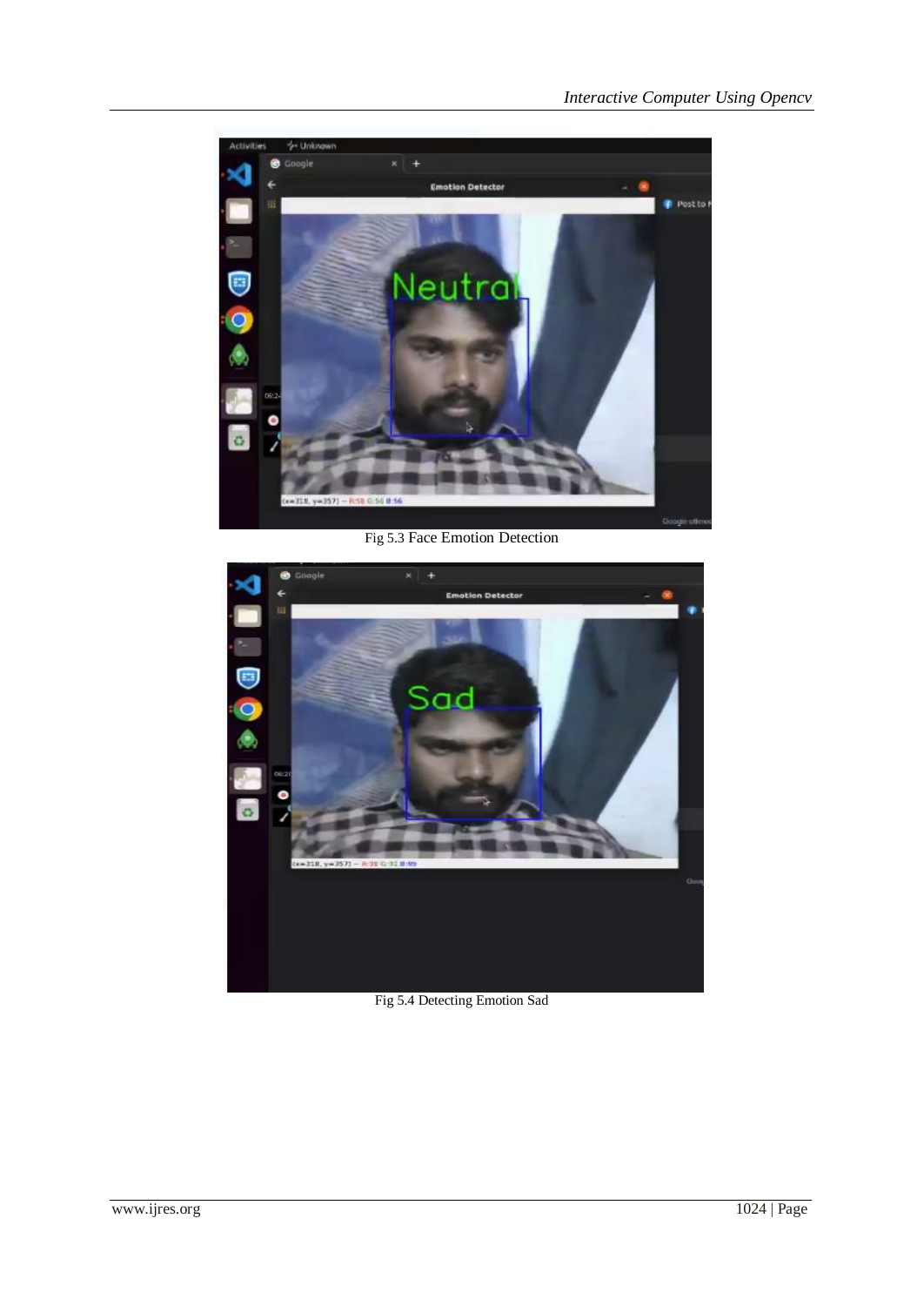Fig 5.3 Face Emotion Detection

Fig 5.4 Detecting Emotion Sad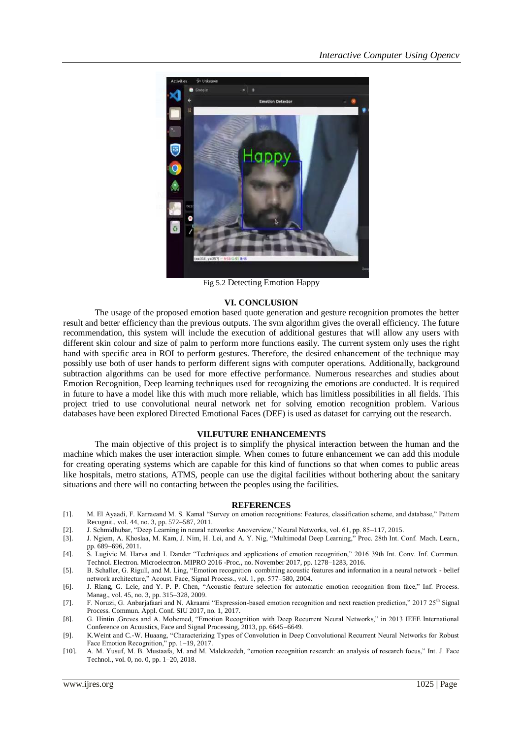Fig 5.2 Detecting Emotion Happy

## VI. CONCLUSION

The usage of the proposed emotion based quote generation and gesture recognition promotes the better result and better efficiency than the previous outputs. The svm algorithm gives the overall efficiency. The future recommendation, this system will include the execution of additional gestures that will allow any users with different skin colour and size of palm to perform more functions easily. The current system only uses the right hand with specific area in ROI to perform gestures. Therefore, the desired enhancement of the technique may possibly use both of user hands to perform different signs with computer operations. Additionally, background subtraction algorithms can be used for more effective performance. Numerous researches and studies about Emotion Recognition, Deep learning techniques used for recognizing the emotions are conducted. It is required in future to have a model like this with much more reliable, which has limitless possibilities in all fields. This project tried to use convolutional neural network net for solving emotion recognition problem. Various databases have been explored Directed Emotional Faces (DEF) is used as dataset for carrying out the research.

## VII.FUTURE ENHANCEMENTS

The main objective of this project is to simplify the physical interaction between the human and the machine which makes the user interaction simple. When comes to future enhancement we can add this module for creating operating systems which are capable for this kind of functions so that when comes to public areas like hospitals, metro stations, ATMS, people can use the digital facilities without bothering about the sanitary situations and there will no contacting between the peoples using the facilities.

## REFERENCES

[1]. M. El Ayaadi, F. Karraeand M. S. Kamal "Survey on emotion recognitions: Features, classification scheme, and database," Pattern Recognit., vol. 44, no. 3, pp. 572–587, 2011.

[2]. J. Schmidhubar, "Deep Learning in neural networks: Anoverview," Neural Networks, vol. 61, pp. 85–117, 2015.

[3]. J. Ngiem, A. Khoslaa, M. Kam, J. Nim, H. Lei, and A. Y. Nig, "Multimodal Deep Learning," Proc. 28th Int. Conf. Mach. Learn., pp. 689–696, 2011.

[4]. S. Lugivic M. Harva and I. Dander "Techniques and applications of emotion recognition," 2016 39th Int. Conv. Inf. Commun. Technol. Electron. Microelectron. MIPRO 2016 -Proc., no. November 2017, pp. 1278–1283, 2016.

[5]. B. Schaller, G. Rigull, and M. Ling, "Emotion recognition combining acoustic features and information in a neural network - belief network architecture," Acoust. Face, Signal Process., vol. 1, pp. 577–580, 2004.

[6]. J. Riang, G. Leie, and Y. P. P. Chen, "Acoustic feature selection for automatic emotion recognition from face," Inf. Process. Manag., vol. 45, no. 3, pp. 315–328, 2009.

[7]. F. Noruzi, G. Anbarjafaari and N. Akraami "Expression-based emotion recognition and next reaction prediction," 2017 25th Signal Process. Commun. Appl. Conf. SIU 2017, no. 1, 2017.

[8]. G. Hintin ,Greves and A. Mohemed, "Emotion Recognition with Deep Recurrent Neural Networks," in 2013 IEEE International Conference on Acoustics, Face and Signal Processing, 2013, pp. 6645–6649.

[9]. K.Weint and C.-W. Huaang, "Characterizing Types of Convolution in Deep Convolutional Recurrent Neural Networks for Robust Face Emotion Recognition," pp. 1–19, 2017.

[10]. A. M. Yusuf, M. B. Mustaafa, M. and M. Malekzedeh, "emotion recognition research: an analysis of research focus," Int. J. Face Technol., vol. 0, no. 0, pp. 1–20, 2018.